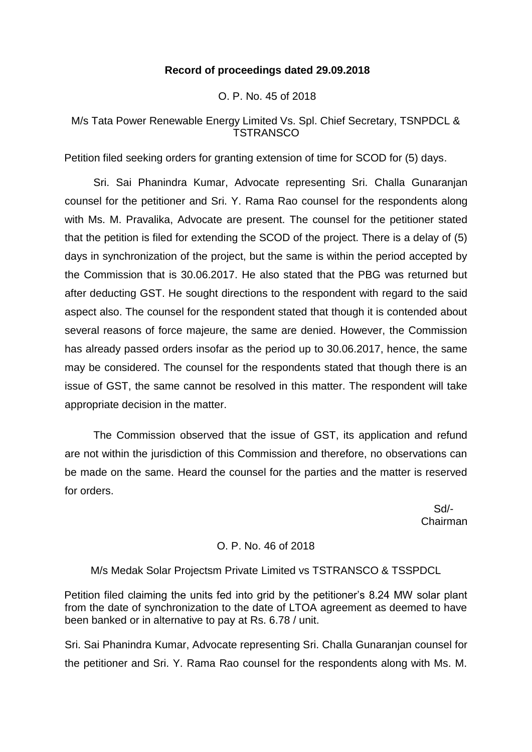**Record of proceedings dated 29.09.2018**

O. P. No. 45 of 2018

M/s Tata Power Renewable Energy Limited Vs. Spl. Chief Secretary, TSNPDCL & TSTRANSCO

Petition filed seeking orders for granting extension of time for SCOD for (5) days.

Sri. Sai Phanindra Kumar, Advocate representing Sri. Challa Gunaranjan counsel for the petitioner and Sri. Y. Rama Rao counsel for the respondents along with Ms. M. Pravalika, Advocate are present. The counsel for the petitioner stated that the petition is filed for extending the SCOD of the project. There is a delay of (5) days in synchronization of the project, but the same is within the period accepted by the Commission that is 30.06.2017. He also stated that the PBG was returned but after deducting GST. He sought directions to the respondent with regard to the said aspect also. The counsel for the respondent stated that though it is contended about several reasons of force majeure, the same are denied. However, the Commission has already passed orders insofar as the period up to 30.06.2017, hence, the same may be considered. The counsel for the respondents stated that though there is an issue of GST, the same cannot be resolved in this matter. The respondent will take appropriate decision in the matter.

The Commission observed that the issue of GST, its application and refund are not within the jurisdiction of this Commission and therefore, no observations can be made on the same. Heard the counsel for the parties and the matter is reserved for orders.

Sd/-
Chairman

O. P. No. 46 of 2018

M/s Medak Solar Projectsm Private Limited vs TSTRANSCO & TSSPDCL

Petition filed claiming the units fed into grid by the petitioner's 8.24 MW solar plant from the date of synchronization to the date of LTOA agreement as deemed to have been banked or in alternative to pay at Rs. 6.78 / unit.

Sri. Sai Phanindra Kumar, Advocate representing Sri. Challa Gunaranjan counsel for the petitioner and Sri. Y. Rama Rao counsel for the respondents along with Ms. M.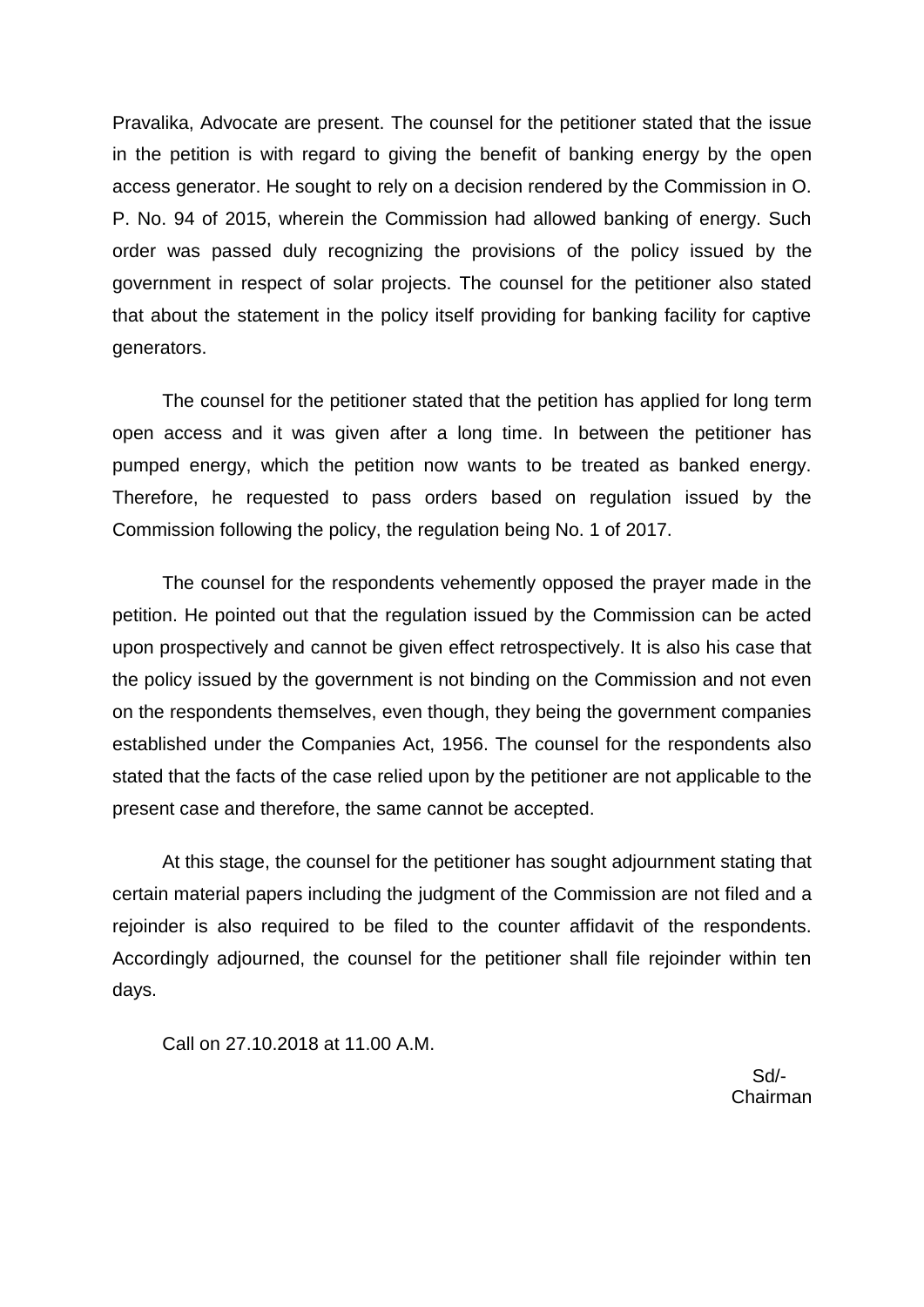Pravalika, Advocate are present. The counsel for the petitioner stated that the issue in the petition is with regard to giving the benefit of banking energy by the open access generator. He sought to rely on a decision rendered by the Commission in O. P. No. 94 of 2015, wherein the Commission had allowed banking of energy. Such order was passed duly recognizing the provisions of the policy issued by the government in respect of solar projects. The counsel for the petitioner also stated that about the statement in the policy itself providing for banking facility for captive generators.

The counsel for the petitioner stated that the petition has applied for long term open access and it was given after a long time. In between the petitioner has pumped energy, which the petition now wants to be treated as banked energy. Therefore, he requested to pass orders based on regulation issued by the Commission following the policy, the regulation being No. 1 of 2017.

The counsel for the respondents vehemently opposed the prayer made in the petition. He pointed out that the regulation issued by the Commission can be acted upon prospectively and cannot be given effect retrospectively. It is also his case that the policy issued by the government is not binding on the Commission and not even on the respondents themselves, even though, they being the government companies established under the Companies Act, 1956. The counsel for the respondents also stated that the facts of the case relied upon by the petitioner are not applicable to the present case and therefore, the same cannot be accepted.

At this stage, the counsel for the petitioner has sought adjournment stating that certain material papers including the judgment of the Commission are not filed and a rejoinder is also required to be filed to the counter affidavit of the respondents. Accordingly adjourned, the counsel for the petitioner shall file rejoinder within ten days.

Call on 27.10.2018 at 11.00 A.M.

Sd/-
Chairman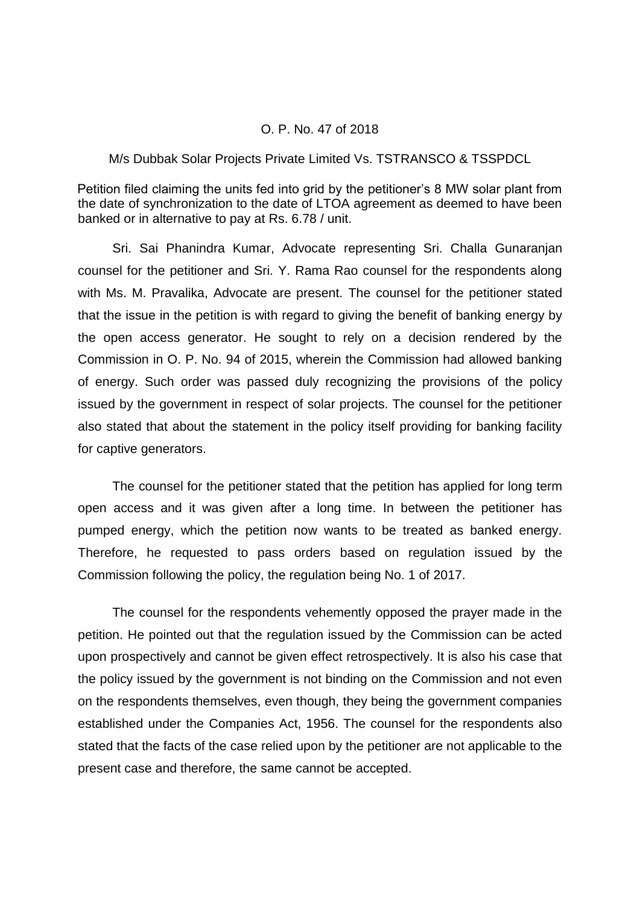O. P. No. 47 of 2018

M/s Dubbak Solar Projects Private Limited Vs. TSTRANSCO & TSSPDCL

Petition filed claiming the units fed into grid by the petitioner's 8 MW solar plant from the date of synchronization to the date of LTOA agreement as deemed to have been banked or in alternative to pay at Rs. 6.78 / unit.

Sri. Sai Phanindra Kumar, Advocate representing Sri. Challa Gunaranjan counsel for the petitioner and Sri. Y. Rama Rao counsel for the respondents along with Ms. M. Pravalika, Advocate are present. The counsel for the petitioner stated that the issue in the petition is with regard to giving the benefit of banking energy by the open access generator. He sought to rely on a decision rendered by the Commission in O. P. No. 94 of 2015, wherein the Commission had allowed banking of energy. Such order was passed duly recognizing the provisions of the policy issued by the government in respect of solar projects. The counsel for the petitioner also stated that about the statement in the policy itself providing for banking facility for captive generators.

The counsel for the petitioner stated that the petition has applied for long term open access and it was given after a long time. In between the petitioner has pumped energy, which the petition now wants to be treated as banked energy. Therefore, he requested to pass orders based on regulation issued by the Commission following the policy, the regulation being No. 1 of 2017.

The counsel for the respondents vehemently opposed the prayer made in the petition. He pointed out that the regulation issued by the Commission can be acted upon prospectively and cannot be given effect retrospectively. It is also his case that the policy issued by the government is not binding on the Commission and not even on the respondents themselves, even though, they being the government companies established under the Companies Act, 1956. The counsel for the respondents also stated that the facts of the case relied upon by the petitioner are not applicable to the present case and therefore, the same cannot be accepted.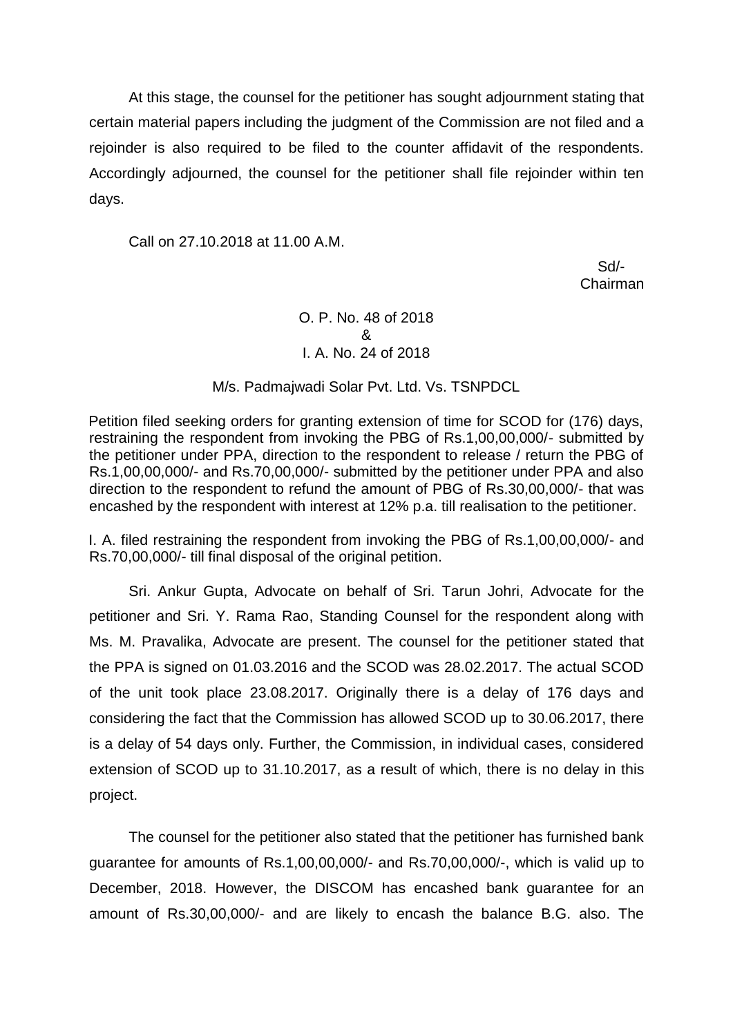At this stage, the counsel for the petitioner has sought adjournment stating that certain material papers including the judgment of the Commission are not filed and a rejoinder is also required to be filed to the counter affidavit of the respondents. Accordingly adjourned, the counsel for the petitioner shall file rejoinder within ten days.

Call on 27.10.2018 at 11.00 A.M.

Sd/-
Chairman

O. P. No. 48 of 2018
&
I. A. No. 24 of 2018

M/s. Padmajwadi Solar Pvt. Ltd. Vs. TSNPDCL

Petition filed seeking orders for granting extension of time for SCOD for (176) days, restraining the respondent from invoking the PBG of Rs.1,00,00,000/- submitted by the petitioner under PPA, direction to the respondent to release / return the PBG of Rs.1,00,00,000/- and Rs.70,00,000/- submitted by the petitioner under PPA and also direction to the respondent to refund the amount of PBG of Rs.30,00,000/- that was encashed by the respondent with interest at 12% p.a. till realisation to the petitioner.

I. A. filed restraining the respondent from invoking the PBG of Rs.1,00,00,000/- and Rs.70,00,000/- till final disposal of the original petition.

Sri. Ankur Gupta, Advocate on behalf of Sri. Tarun Johri, Advocate for the petitioner and Sri. Y. Rama Rao, Standing Counsel for the respondent along with Ms. M. Pravalika, Advocate are present. The counsel for the petitioner stated that the PPA is signed on 01.03.2016 and the SCOD was 28.02.2017. The actual SCOD of the unit took place 23.08.2017. Originally there is a delay of 176 days and considering the fact that the Commission has allowed SCOD up to 30.06.2017, there is a delay of 54 days only. Further, the Commission, in individual cases, considered extension of SCOD up to 31.10.2017, as a result of which, there is no delay in this project.

The counsel for the petitioner also stated that the petitioner has furnished bank guarantee for amounts of Rs.1,00,00,000/- and Rs.70,00,000/-, which is valid up to December, 2018. However, the DISCOM has encashed bank guarantee for an amount of Rs.30,00,000/- and are likely to encash the balance B.G. also. The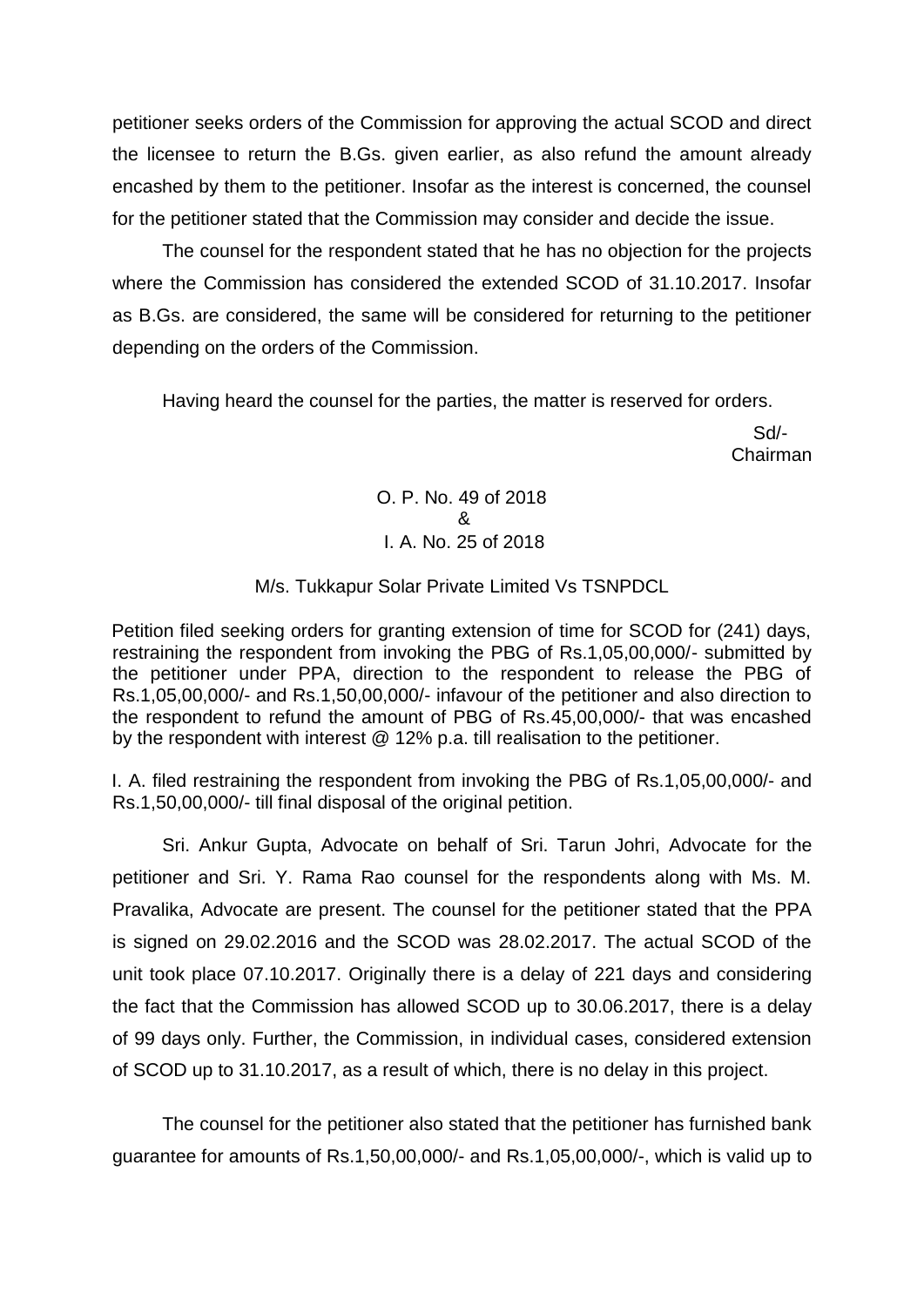petitioner seeks orders of the Commission for approving the actual SCOD and direct the licensee to return the B.Gs. given earlier, as also refund the amount already encashed by them to the petitioner. Insofar as the interest is concerned, the counsel for the petitioner stated that the Commission may consider and decide the issue.

The counsel for the respondent stated that he has no objection for the projects where the Commission has considered the extended SCOD of 31.10.2017. Insofar as B.Gs. are considered, the same will be considered for returning to the petitioner depending on the orders of the Commission.

Having heard the counsel for the parties, the matter is reserved for orders.

Sd/-
Chairman

O. P. No. 49 of 2018
&
I. A. No. 25 of 2018

M/s. Tukkapur Solar Private Limited Vs TSNPDCL

Petition filed seeking orders for granting extension of time for SCOD for (241) days, restraining the respondent from invoking the PBG of Rs.1,05,00,000/- submitted by the petitioner under PPA, direction to the respondent to release the PBG of Rs.1,05,00,000/- and Rs.1,50,00,000/- infavour of the petitioner and also direction to the respondent to refund the amount of PBG of Rs.45,00,000/- that was encashed by the respondent with interest @ 12% p.a. till realisation to the petitioner.

I. A. filed restraining the respondent from invoking the PBG of Rs.1,05,00,000/- and Rs.1,50,00,000/- till final disposal of the original petition.

Sri. Ankur Gupta, Advocate on behalf of Sri. Tarun Johri, Advocate for the petitioner and Sri. Y. Rama Rao counsel for the respondents along with Ms. M. Pravalika, Advocate are present. The counsel for the petitioner stated that the PPA is signed on 29.02.2016 and the SCOD was 28.02.2017. The actual SCOD of the unit took place 07.10.2017. Originally there is a delay of 221 days and considering the fact that the Commission has allowed SCOD up to 30.06.2017, there is a delay of 99 days only. Further, the Commission, in individual cases, considered extension of SCOD up to 31.10.2017, as a result of which, there is no delay in this project.

The counsel for the petitioner also stated that the petitioner has furnished bank guarantee for amounts of Rs.1,50,00,000/- and Rs.1,05,00,000/-, which is valid up to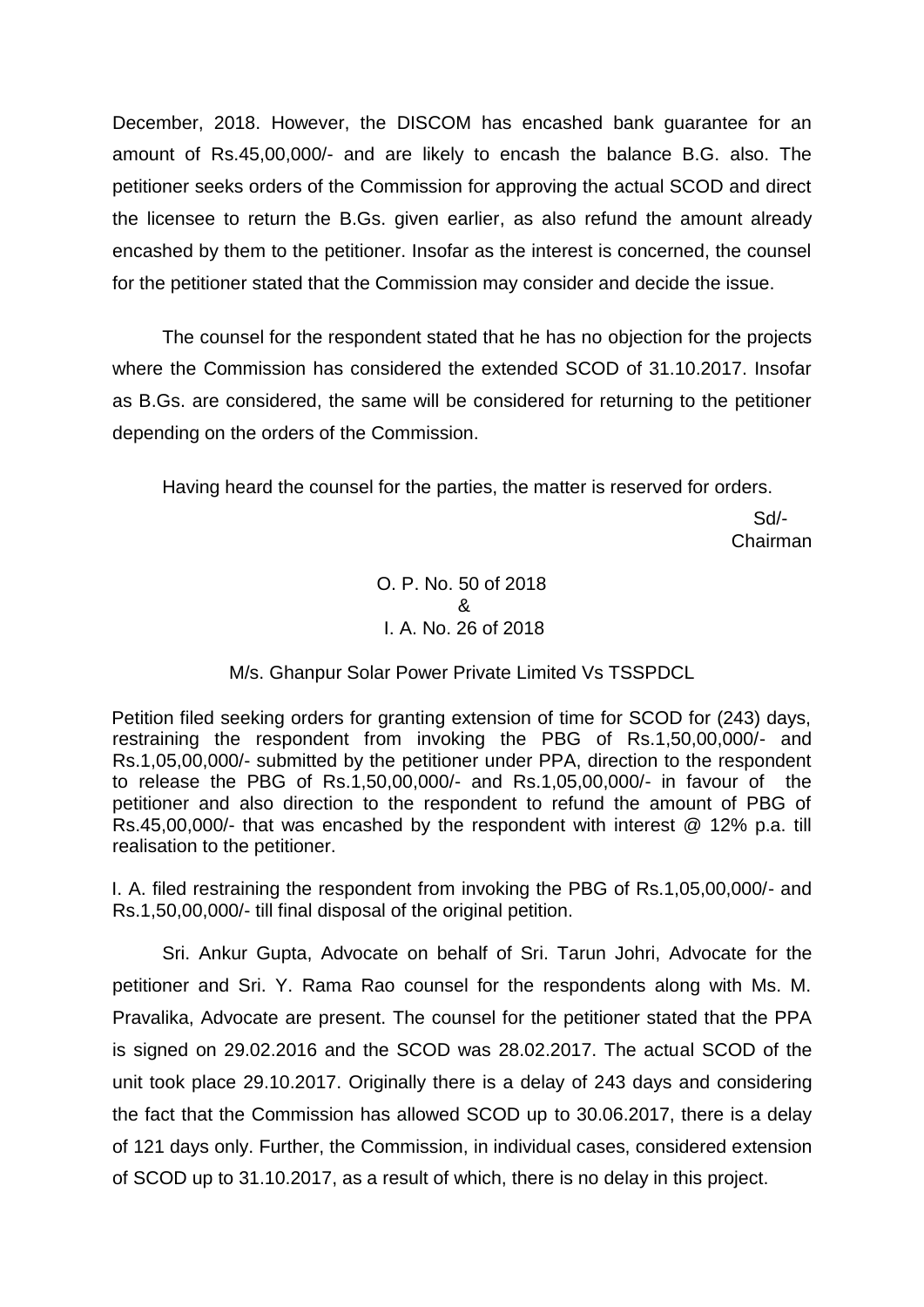December, 2018. However, the DISCOM has encashed bank guarantee for an amount of Rs.45,00,000/- and are likely to encash the balance B.G. also. The petitioner seeks orders of the Commission for approving the actual SCOD and direct the licensee to return the B.Gs. given earlier, as also refund the amount already encashed by them to the petitioner. Insofar as the interest is concerned, the counsel for the petitioner stated that the Commission may consider and decide the issue.

The counsel for the respondent stated that he has no objection for the projects where the Commission has considered the extended SCOD of 31.10.2017. Insofar as B.Gs. are considered, the same will be considered for returning to the petitioner depending on the orders of the Commission.

Having heard the counsel for the parties, the matter is reserved for orders.

Sd/-
Chairman

O. P. No. 50 of 2018
&
I. A. No. 26 of 2018

M/s. Ghanpur Solar Power Private Limited Vs TSSPDCL

Petition filed seeking orders for granting extension of time for SCOD for (243) days, restraining the respondent from invoking the PBG of Rs.1,50,00,000/- and Rs.1,05,00,000/- submitted by the petitioner under PPA, direction to the respondent to release the PBG of Rs.1,50,00,000/- and Rs.1,05,00,000/- in favour of the petitioner and also direction to the respondent to refund the amount of PBG of Rs.45,00,000/- that was encashed by the respondent with interest @ 12% p.a. till realisation to the petitioner.

I. A. filed restraining the respondent from invoking the PBG of Rs.1,05,00,000/- and Rs.1,50,00,000/- till final disposal of the original petition.

Sri. Ankur Gupta, Advocate on behalf of Sri. Tarun Johri, Advocate for the petitioner and Sri. Y. Rama Rao counsel for the respondents along with Ms. M. Pravalika, Advocate are present. The counsel for the petitioner stated that the PPA is signed on 29.02.2016 and the SCOD was 28.02.2017. The actual SCOD of the unit took place 29.10.2017. Originally there is a delay of 243 days and considering the fact that the Commission has allowed SCOD up to 30.06.2017, there is a delay of 121 days only. Further, the Commission, in individual cases, considered extension of SCOD up to 31.10.2017, as a result of which, there is no delay in this project.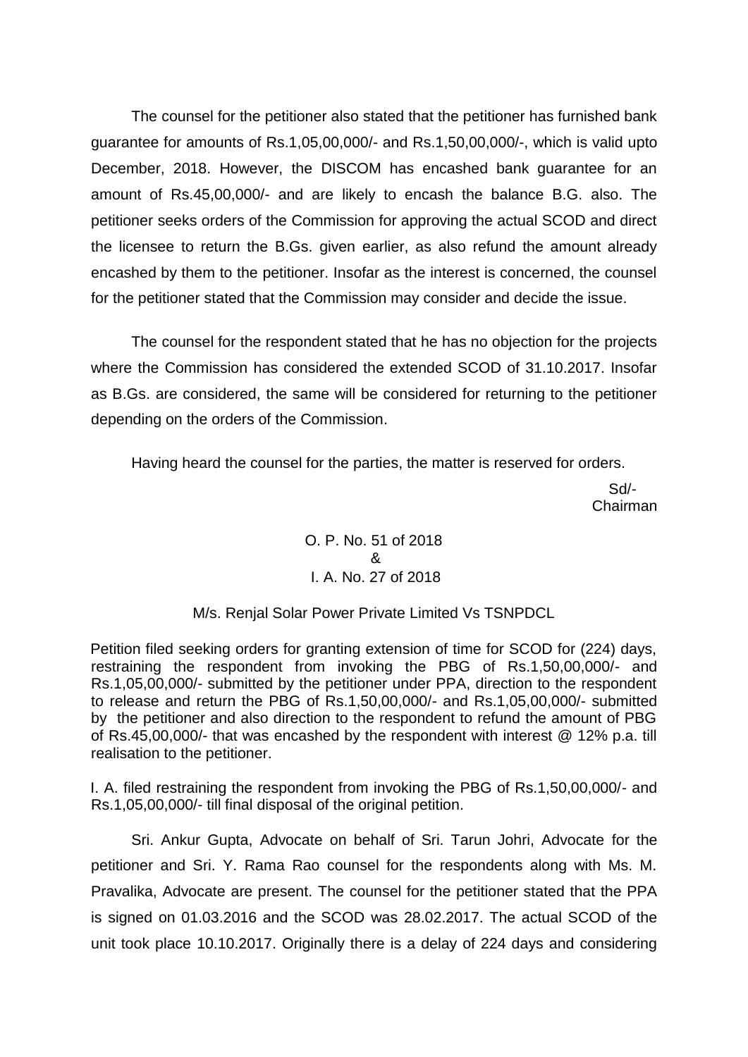The counsel for the petitioner also stated that the petitioner has furnished bank guarantee for amounts of Rs.1,05,00,000/- and Rs.1,50,00,000/-, which is valid upto December, 2018. However, the DISCOM has encashed bank guarantee for an amount of Rs.45,00,000/- and are likely to encash the balance B.G. also. The petitioner seeks orders of the Commission for approving the actual SCOD and direct the licensee to return the B.Gs. given earlier, as also refund the amount already encashed by them to the petitioner. Insofar as the interest is concerned, the counsel for the petitioner stated that the Commission may consider and decide the issue.

The counsel for the respondent stated that he has no objection for the projects where the Commission has considered the extended SCOD of 31.10.2017. Insofar as B.Gs. are considered, the same will be considered for returning to the petitioner depending on the orders of the Commission.

Having heard the counsel for the parties, the matter is reserved for orders.

Sd/-
Chairman

O. P. No. 51 of 2018
&
I. A. No. 27 of 2018

M/s. Renjal Solar Power Private Limited Vs TSNPDCL

Petition filed seeking orders for granting extension of time for SCOD for (224) days, restraining the respondent from invoking the PBG of Rs.1,50,00,000/- and Rs.1,05,00,000/- submitted by the petitioner under PPA, direction to the respondent to release and return the PBG of Rs.1,50,00,000/- and Rs.1,05,00,000/- submitted by the petitioner and also direction to the respondent to refund the amount of PBG of Rs.45,00,000/- that was encashed by the respondent with interest @ 12% p.a. till realisation to the petitioner.

I. A. filed restraining the respondent from invoking the PBG of Rs.1,50,00,000/- and Rs.1,05,00,000/- till final disposal of the original petition.

Sri. Ankur Gupta, Advocate on behalf of Sri. Tarun Johri, Advocate for the petitioner and Sri. Y. Rama Rao counsel for the respondents along with Ms. M. Pravalika, Advocate are present. The counsel for the petitioner stated that the PPA is signed on 01.03.2016 and the SCOD was 28.02.2017. The actual SCOD of the unit took place 10.10.2017. Originally there is a delay of 224 days and considering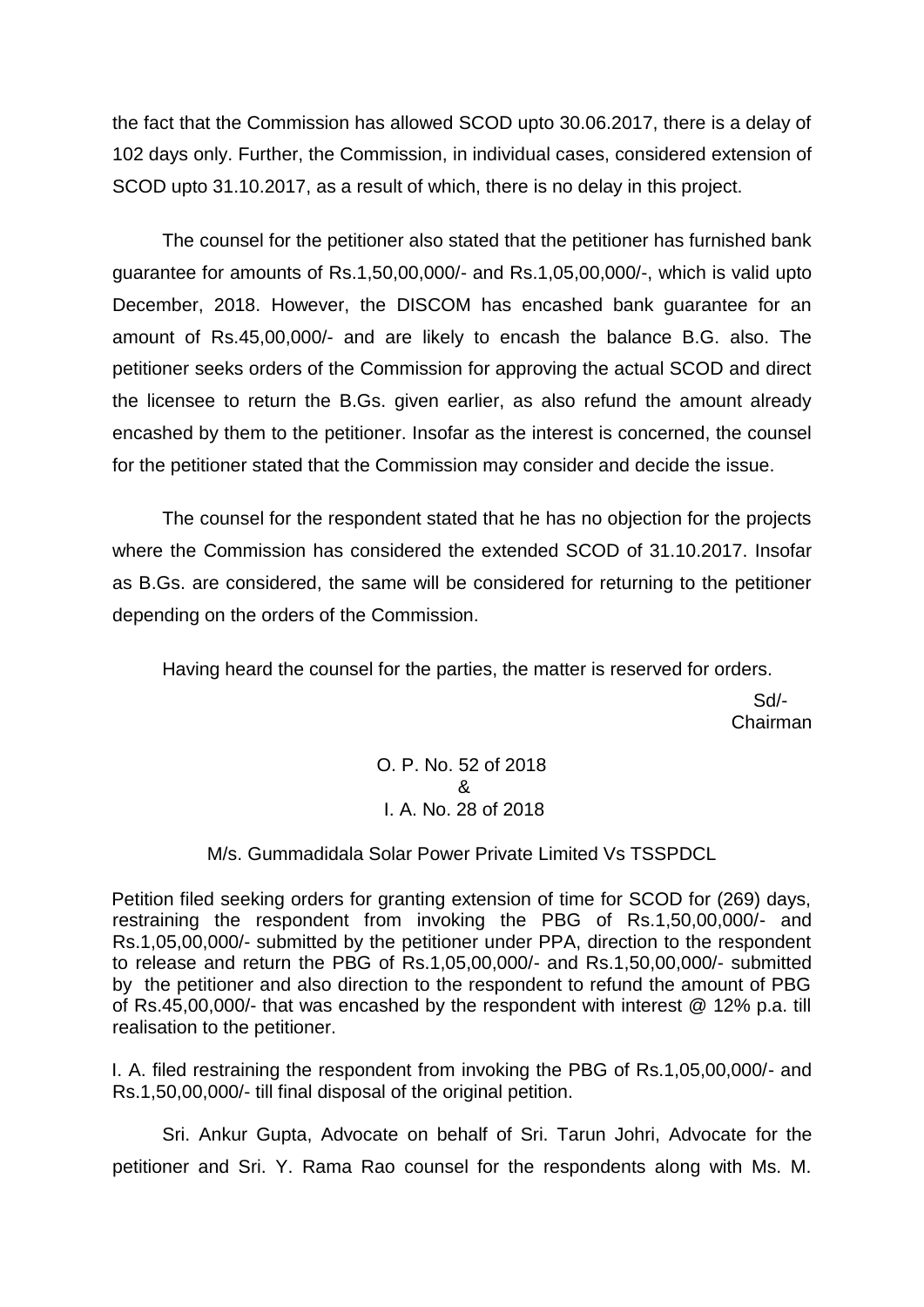the fact that the Commission has allowed SCOD upto 30.06.2017, there is a delay of 102 days only. Further, the Commission, in individual cases, considered extension of SCOD upto 31.10.2017, as a result of which, there is no delay in this project.

The counsel for the petitioner also stated that the petitioner has furnished bank guarantee for amounts of Rs.1,50,00,000/- and Rs.1,05,00,000/-, which is valid upto December, 2018. However, the DISCOM has encashed bank guarantee for an amount of Rs.45,00,000/- and are likely to encash the balance B.G. also. The petitioner seeks orders of the Commission for approving the actual SCOD and direct the licensee to return the B.Gs. given earlier, as also refund the amount already encashed by them to the petitioner. Insofar as the interest is concerned, the counsel for the petitioner stated that the Commission may consider and decide the issue.

The counsel for the respondent stated that he has no objection for the projects where the Commission has considered the extended SCOD of 31.10.2017. Insofar as B.Gs. are considered, the same will be considered for returning to the petitioner depending on the orders of the Commission.

Having heard the counsel for the parties, the matter is reserved for orders.

Sd/-
Chairman

O. P. No. 52 of 2018
&
I. A. No. 28 of 2018

M/s. Gummadidala Solar Power Private Limited Vs TSSPDCL

Petition filed seeking orders for granting extension of time for SCOD for (269) days, restraining the respondent from invoking the PBG of Rs.1,50,00,000/- and Rs.1,05,00,000/- submitted by the petitioner under PPA, direction to the respondent to release and return the PBG of Rs.1,05,00,000/- and Rs.1,50,00,000/- submitted by the petitioner and also direction to the respondent to refund the amount of PBG of Rs.45,00,000/- that was encashed by the respondent with interest @ 12% p.a. till realisation to the petitioner.

I. A. filed restraining the respondent from invoking the PBG of Rs.1,05,00,000/- and Rs.1,50,00,000/- till final disposal of the original petition.

Sri. Ankur Gupta, Advocate on behalf of Sri. Tarun Johri, Advocate for the petitioner and Sri. Y. Rama Rao counsel for the respondents along with Ms. M.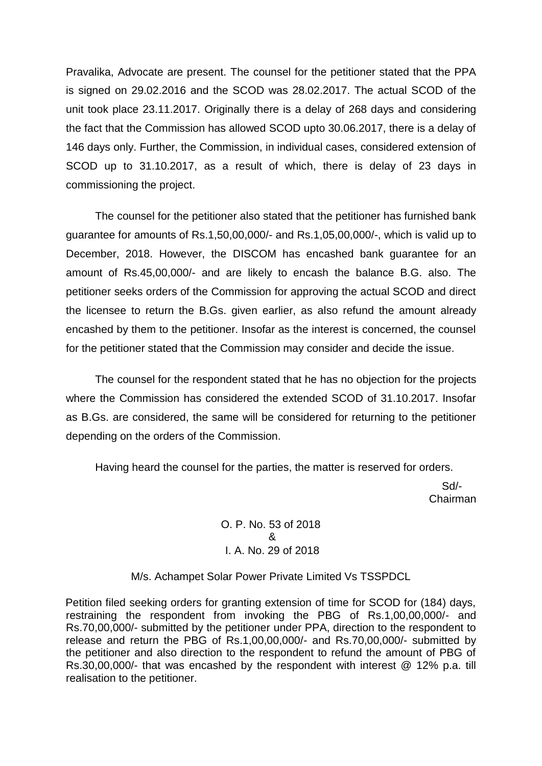Pravalika, Advocate are present. The counsel for the petitioner stated that the PPA is signed on 29.02.2016 and the SCOD was 28.02.2017. The actual SCOD of the unit took place 23.11.2017. Originally there is a delay of 268 days and considering the fact that the Commission has allowed SCOD upto 30.06.2017, there is a delay of 146 days only. Further, the Commission, in individual cases, considered extension of SCOD up to 31.10.2017, as a result of which, there is delay of 23 days in commissioning the project.

The counsel for the petitioner also stated that the petitioner has furnished bank guarantee for amounts of Rs.1,50,00,000/- and Rs.1,05,00,000/-, which is valid up to December, 2018. However, the DISCOM has encashed bank guarantee for an amount of Rs.45,00,000/- and are likely to encash the balance B.G. also. The petitioner seeks orders of the Commission for approving the actual SCOD and direct the licensee to return the B.Gs. given earlier, as also refund the amount already encashed by them to the petitioner. Insofar as the interest is concerned, the counsel for the petitioner stated that the Commission may consider and decide the issue.

The counsel for the respondent stated that he has no objection for the projects where the Commission has considered the extended SCOD of 31.10.2017. Insofar as B.Gs. are considered, the same will be considered for returning to the petitioner depending on the orders of the Commission.

Having heard the counsel for the parties, the matter is reserved for orders.

Sd/-
Chairman

O. P. No. 53 of 2018
&
I. A. No. 29 of 2018

M/s. Achampet Solar Power Private Limited Vs TSSPDCL

Petition filed seeking orders for granting extension of time for SCOD for (184) days, restraining the respondent from invoking the PBG of Rs.1,00,00,000/- and Rs.70,00,000/- submitted by the petitioner under PPA, direction to the respondent to release and return the PBG of Rs.1,00,00,000/- and Rs.70,00,000/- submitted by the petitioner and also direction to the respondent to refund the amount of PBG of Rs.30,00,000/- that was encashed by the respondent with interest @ 12% p.a. till realisation to the petitioner.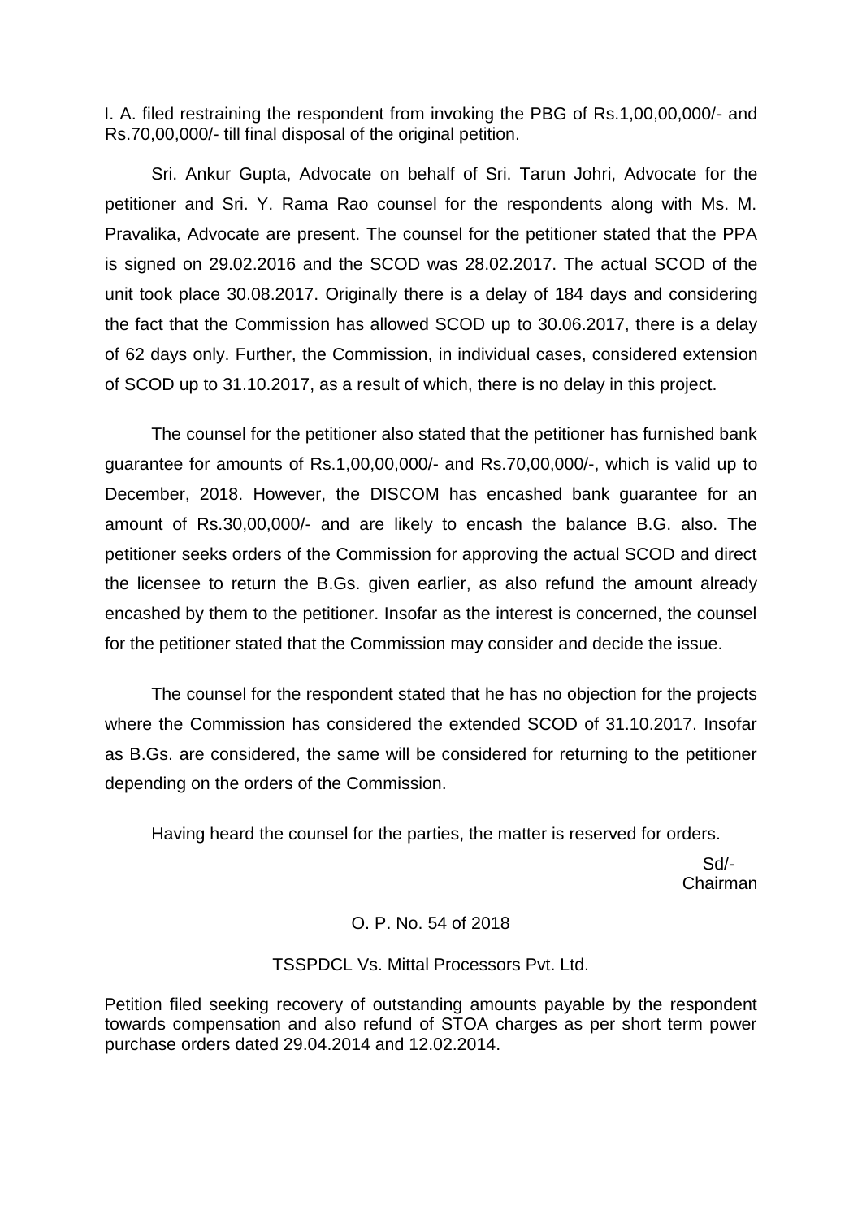I. A. filed restraining the respondent from invoking the PBG of Rs.1,00,00,000/- and Rs.70,00,000/- till final disposal of the original petition.

Sri. Ankur Gupta, Advocate on behalf of Sri. Tarun Johri, Advocate for the petitioner and Sri. Y. Rama Rao counsel for the respondents along with Ms. M. Pravalika, Advocate are present. The counsel for the petitioner stated that the PPA is signed on 29.02.2016 and the SCOD was 28.02.2017. The actual SCOD of the unit took place 30.08.2017. Originally there is a delay of 184 days and considering the fact that the Commission has allowed SCOD up to 30.06.2017, there is a delay of 62 days only. Further, the Commission, in individual cases, considered extension of SCOD up to 31.10.2017, as a result of which, there is no delay in this project.

The counsel for the petitioner also stated that the petitioner has furnished bank guarantee for amounts of Rs.1,00,00,000/- and Rs.70,00,000/-, which is valid up to December, 2018. However, the DISCOM has encashed bank guarantee for an amount of Rs.30,00,000/- and are likely to encash the balance B.G. also. The petitioner seeks orders of the Commission for approving the actual SCOD and direct the licensee to return the B.Gs. given earlier, as also refund the amount already encashed by them to the petitioner. Insofar as the interest is concerned, the counsel for the petitioner stated that the Commission may consider and decide the issue.

The counsel for the respondent stated that he has no objection for the projects where the Commission has considered the extended SCOD of 31.10.2017. Insofar as B.Gs. are considered, the same will be considered for returning to the petitioner depending on the orders of the Commission.

Having heard the counsel for the parties, the matter is reserved for orders.

Sd/-
Chairman

O. P. No. 54 of 2018

TSSPDCL Vs. Mittal Processors Pvt. Ltd.

Petition filed seeking recovery of outstanding amounts payable by the respondent towards compensation and also refund of STOA charges as per short term power purchase orders dated 29.04.2014 and 12.02.2014.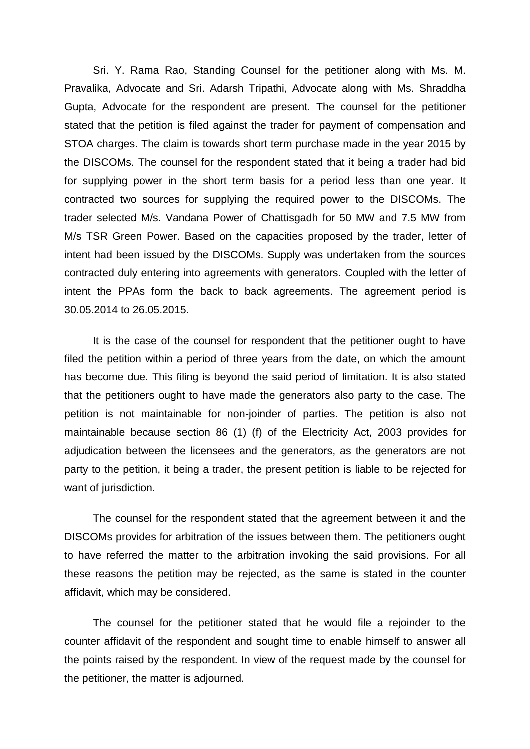Sri. Y. Rama Rao, Standing Counsel for the petitioner along with Ms. M. Pravalika, Advocate and Sri. Adarsh Tripathi, Advocate along with Ms. Shraddha Gupta, Advocate for the respondent are present. The counsel for the petitioner stated that the petition is filed against the trader for payment of compensation and STOA charges. The claim is towards short term purchase made in the year 2015 by the DISCOMs. The counsel for the respondent stated that it being a trader had bid for supplying power in the short term basis for a period less than one year. It contracted two sources for supplying the required power to the DISCOMs. The trader selected M/s. Vandana Power of Chattisgadh for 50 MW and 7.5 MW from M/s TSR Green Power. Based on the capacities proposed by the trader, letter of intent had been issued by the DISCOMs. Supply was undertaken from the sources contracted duly entering into agreements with generators. Coupled with the letter of intent the PPAs form the back to back agreements. The agreement period is 30.05.2014 to 26.05.2015.

It is the case of the counsel for respondent that the petitioner ought to have filed the petition within a period of three years from the date, on which the amount has become due. This filing is beyond the said period of limitation. It is also stated that the petitioners ought to have made the generators also party to the case. The petition is not maintainable for non-joinder of parties. The petition is also not maintainable because section 86 (1) (f) of the Electricity Act, 2003 provides for adjudication between the licensees and the generators, as the generators are not party to the petition, it being a trader, the present petition is liable to be rejected for want of jurisdiction.

The counsel for the respondent stated that the agreement between it and the DISCOMs provides for arbitration of the issues between them. The petitioners ought to have referred the matter to the arbitration invoking the said provisions. For all these reasons the petition may be rejected, as the same is stated in the counter affidavit, which may be considered.

The counsel for the petitioner stated that he would file a rejoinder to the counter affidavit of the respondent and sought time to enable himself to answer all the points raised by the respondent. In view of the request made by the counsel for the petitioner, the matter is adjourned.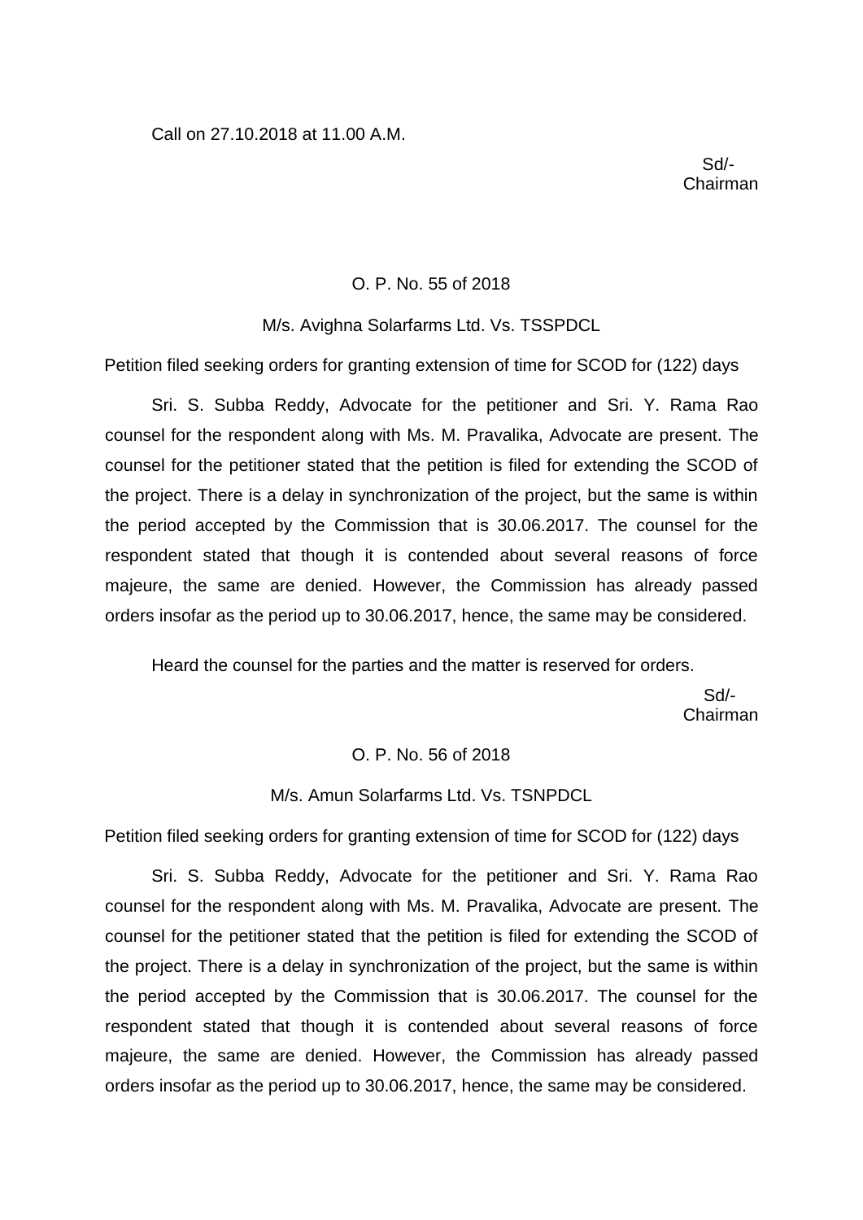Call on 27.10.2018 at 11.00 A.M.

Sd/-
Chairman

O. P. No. 55 of 2018

M/s. Avighna Solarfarms Ltd. Vs. TSSPDCL

Petition filed seeking orders for granting extension of time for SCOD for (122) days

Sri. S. Subba Reddy, Advocate for the petitioner and Sri. Y. Rama Rao counsel for the respondent along with Ms. M. Pravalika, Advocate are present. The counsel for the petitioner stated that the petition is filed for extending the SCOD of the project. There is a delay in synchronization of the project, but the same is within the period accepted by the Commission that is 30.06.2017. The counsel for the respondent stated that though it is contended about several reasons of force majeure, the same are denied. However, the Commission has already passed orders insofar as the period up to 30.06.2017, hence, the same may be considered.

Heard the counsel for the parties and the matter is reserved for orders.

Sd/-
Chairman

O. P. No. 56 of 2018

M/s. Amun Solarfarms Ltd. Vs. TSNPDCL

Petition filed seeking orders for granting extension of time for SCOD for (122) days

Sri. S. Subba Reddy, Advocate for the petitioner and Sri. Y. Rama Rao counsel for the respondent along with Ms. M. Pravalika, Advocate are present. The counsel for the petitioner stated that the petition is filed for extending the SCOD of the project. There is a delay in synchronization of the project, but the same is within the period accepted by the Commission that is 30.06.2017. The counsel for the respondent stated that though it is contended about several reasons of force majeure, the same are denied. However, the Commission has already passed orders insofar as the period up to 30.06.2017, hence, the same may be considered.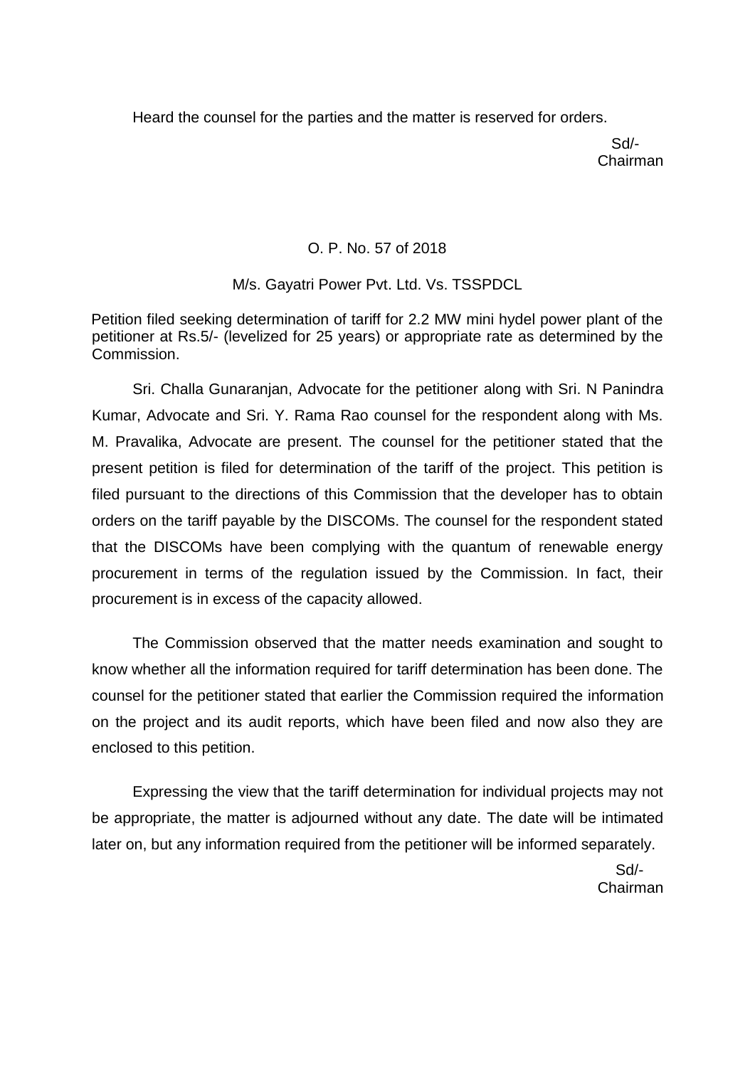Heard the counsel for the parties and the matter is reserved for orders.

Sd/-
Chairman

O. P. No. 57 of 2018

M/s. Gayatri Power Pvt. Ltd. Vs. TSSPDCL

Petition filed seeking determination of tariff for 2.2 MW mini hydel power plant of the petitioner at Rs.5/- (levelized for 25 years) or appropriate rate as determined by the Commission.

Sri. Challa Gunaranjan, Advocate for the petitioner along with Sri. N Panindra Kumar, Advocate and Sri. Y. Rama Rao counsel for the respondent along with Ms. M. Pravalika, Advocate are present. The counsel for the petitioner stated that the present petition is filed for determination of the tariff of the project. This petition is filed pursuant to the directions of this Commission that the developer has to obtain orders on the tariff payable by the DISCOMs. The counsel for the respondent stated that the DISCOMs have been complying with the quantum of renewable energy procurement in terms of the regulation issued by the Commission. In fact, their procurement is in excess of the capacity allowed.

The Commission observed that the matter needs examination and sought to know whether all the information required for tariff determination has been done. The counsel for the petitioner stated that earlier the Commission required the information on the project and its audit reports, which have been filed and now also they are enclosed to this petition.

Expressing the view that the tariff determination for individual projects may not be appropriate, the matter is adjourned without any date. The date will be intimated later on, but any information required from the petitioner will be informed separately.

Sd/-
Chairman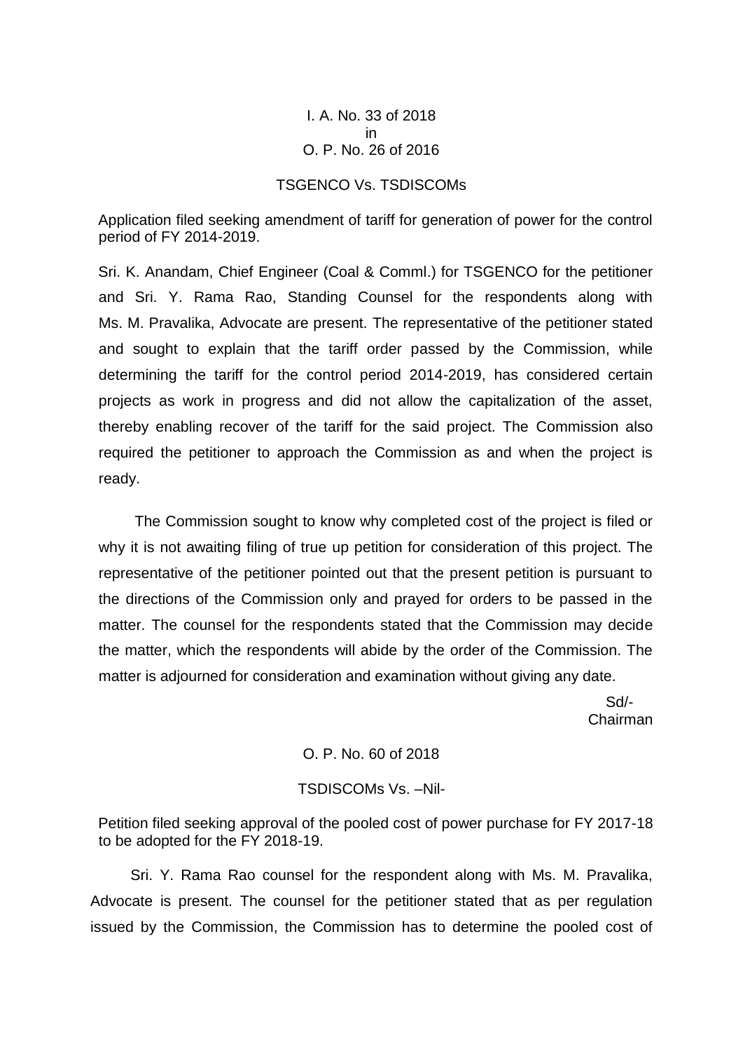I. A. No. 33 of 2018
in
O. P. No. 26 of 2016

TSGENCO Vs. TSDISCOMs

Application filed seeking amendment of tariff for generation of power for the control period of FY 2014-2019.

Sri. K. Anandam, Chief Engineer (Coal & Comml.) for TSGENCO for the petitioner and Sri. Y. Rama Rao, Standing Counsel for the respondents along with Ms. M. Pravalika, Advocate are present. The representative of the petitioner stated and sought to explain that the tariff order passed by the Commission, while determining the tariff for the control period 2014-2019, has considered certain projects as work in progress and did not allow the capitalization of the asset, thereby enabling recover of the tariff for the said project. The Commission also required the petitioner to approach the Commission as and when the project is ready.

The Commission sought to know why completed cost of the project is filed or why it is not awaiting filing of true up petition for consideration of this project. The representative of the petitioner pointed out that the present petition is pursuant to the directions of the Commission only and prayed for orders to be passed in the matter. The counsel for the respondents stated that the Commission may decide the matter, which the respondents will abide by the order of the Commission. The matter is adjourned for consideration and examination without giving any date.

Sd/-
Chairman

O. P. No. 60 of 2018

TSDISCOMs Vs. –Nil-

Petition filed seeking approval of the pooled cost of power purchase for FY 2017-18 to be adopted for the FY 2018-19.

Sri. Y. Rama Rao counsel for the respondent along with Ms. M. Pravalika, Advocate is present. The counsel for the petitioner stated that as per regulation issued by the Commission, the Commission has to determine the pooled cost of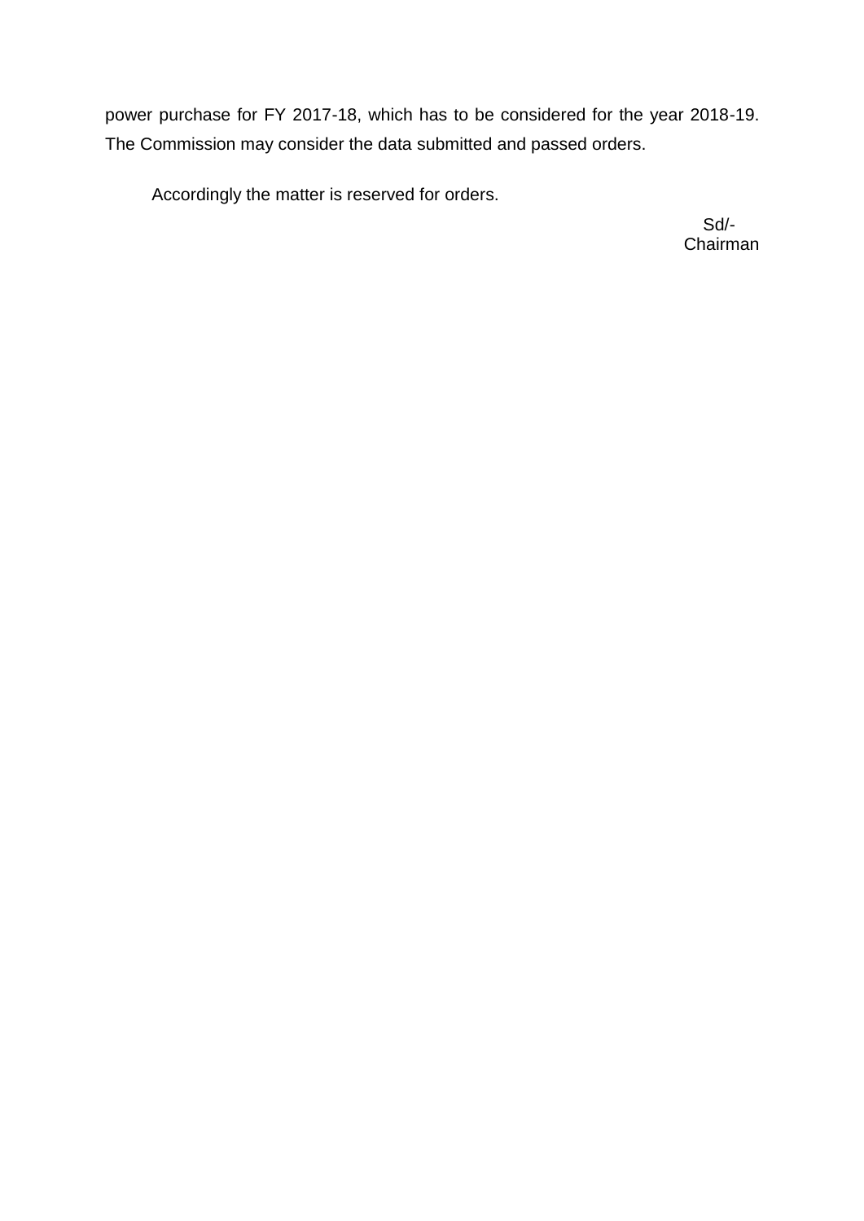power purchase for FY 2017-18, which has to be considered for the year 2018-19. The Commission may consider the data submitted and passed orders.

Accordingly the matter is reserved for orders.

Sd/-
Chairman